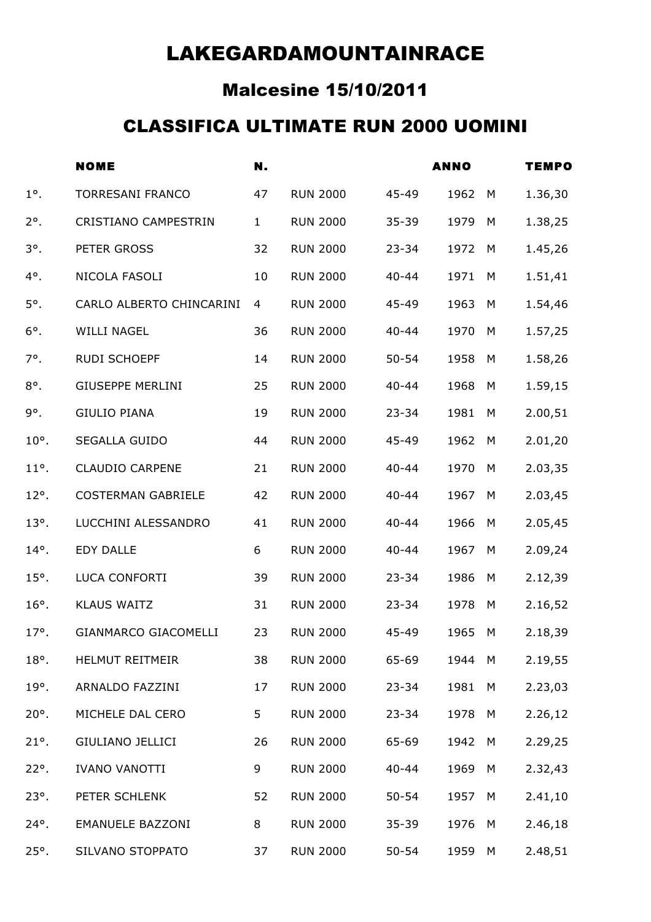# LAKEGARDAMOUNTAINRACE

## Malcesine 15/10/2011

## CLASSIFICA ULTIMATE RUN 2000 UOMINI

| | NOME | N. | | | ANNO | | TEMPO |
|---|---|---|---|---|---|---|---|
| 1°. | TORRESANI FRANCO | 47 | RUN 2000 | 45-49 | 1962 | M | 1.36,30 |
| 2°. | CRISTIANO CAMPESTRIN | 1 | RUN 2000 | 35-39 | 1979 | M | 1.38,25 |
| 3°. | PETER GROSS | 32 | RUN 2000 | 23-34 | 1972 | M | 1.45,26 |
| 4°. | NICOLA FASOLI | 10 | RUN 2000 | 40-44 | 1971 | M | 1.51,41 |
| 5°. | CARLO ALBERTO CHINCARINI | 4 | RUN 2000 | 45-49 | 1963 | M | 1.54,46 |
| 6°. | WILLI NAGEL | 36 | RUN 2000 | 40-44 | 1970 | M | 1.57,25 |
| 7°. | RUDI SCHOEPF | 14 | RUN 2000 | 50-54 | 1958 | M | 1.58,26 |
| 8°. | GIUSEPPE MERLINI | 25 | RUN 2000 | 40-44 | 1968 | M | 1.59,15 |
| 9°. | GIULIO PIANA | 19 | RUN 2000 | 23-34 | 1981 | M | 2.00,51 |
| 10°. | SEGALLA GUIDO | 44 | RUN 2000 | 45-49 | 1962 | M | 2.01,20 |
| 11°. | CLAUDIO CARPENE | 21 | RUN 2000 | 40-44 | 1970 | M | 2.03,35 |
| 12°. | COSTERMAN GABRIELE | 42 | RUN 2000 | 40-44 | 1967 | M | 2.03,45 |
| 13°. | LUCCHINI ALESSANDRO | 41 | RUN 2000 | 40-44 | 1966 | M | 2.05,45 |
| 14°. | EDY DALLE | 6 | RUN 2000 | 40-44 | 1967 | M | 2.09,24 |
| 15°. | LUCA CONFORTI | 39 | RUN 2000 | 23-34 | 1986 | M | 2.12,39 |
| 16°. | KLAUS WAITZ | 31 | RUN 2000 | 23-34 | 1978 | M | 2.16,52 |
| 17°. | GIANMARCO GIACOMELLI | 23 | RUN 2000 | 45-49 | 1965 | M | 2.18,39 |
| 18°. | HELMUT REITMEIR | 38 | RUN 2000 | 65-69 | 1944 | M | 2.19,55 |
| 19°. | ARNALDO FAZZINI | 17 | RUN 2000 | 23-34 | 1981 | M | 2.23,03 |
| 20°. | MICHELE DAL CERO | 5 | RUN 2000 | 23-34 | 1978 | M | 2.26,12 |
| 21°. | GIULIANO JELLICI | 26 | RUN 2000 | 65-69 | 1942 | M | 2.29,25 |
| 22°. | IVANO VANOTTI | 9 | RUN 2000 | 40-44 | 1969 | M | 2.32,43 |
| 23°. | PETER SCHLENK | 52 | RUN 2000 | 50-54 | 1957 | M | 2.41,10 |
| 24°. | EMANUELE BAZZONI | 8 | RUN 2000 | 35-39 | 1976 | M | 2.46,18 |
| 25°. | SILVANO STOPPATO | 37 | RUN 2000 | 50-54 | 1959 | M | 2.48,51 |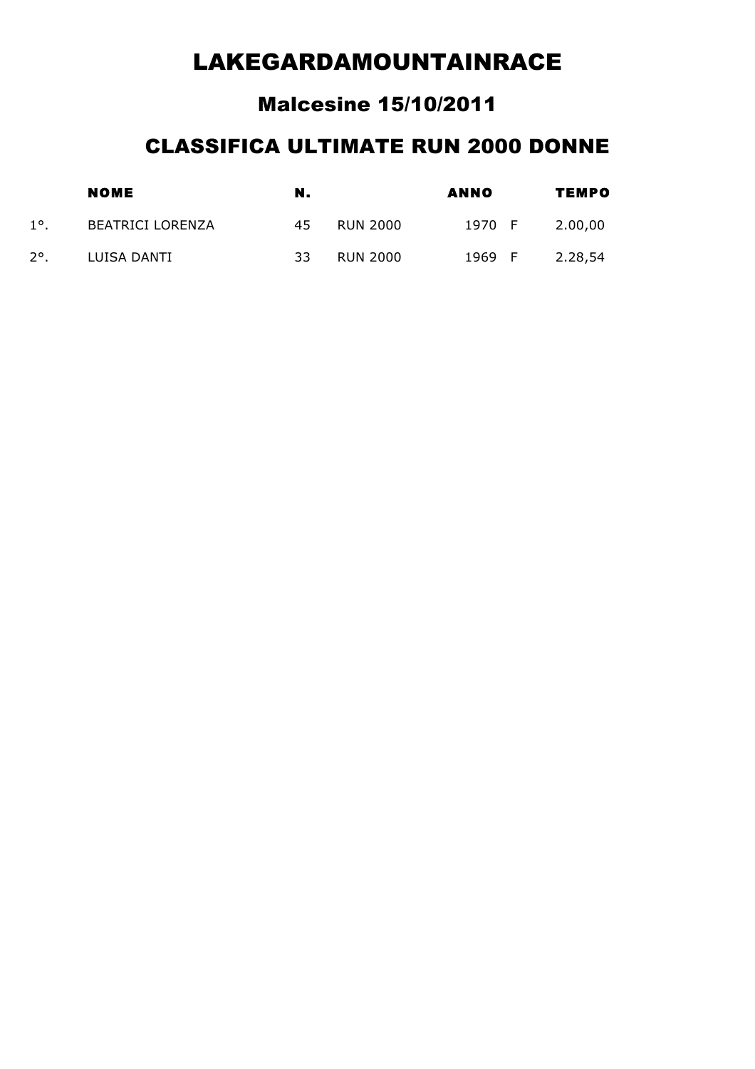# LAKEGARDAMOUNTAINRACE

## Malcesine 15/10/2011

## CLASSIFICA ULTIMATE RUN 2000 DONNE

| | NOME | N. | | ANNO | | TEMPO |
|---|---|---|---|---|---|---|
| 1°. | BEATRICI LORENZA | 45 | RUN 2000 | 1970 | F | 2.00,00 |
| 2°. | LUISA DANTI | 33 | RUN 2000 | 1969 | F | 2.28,54 |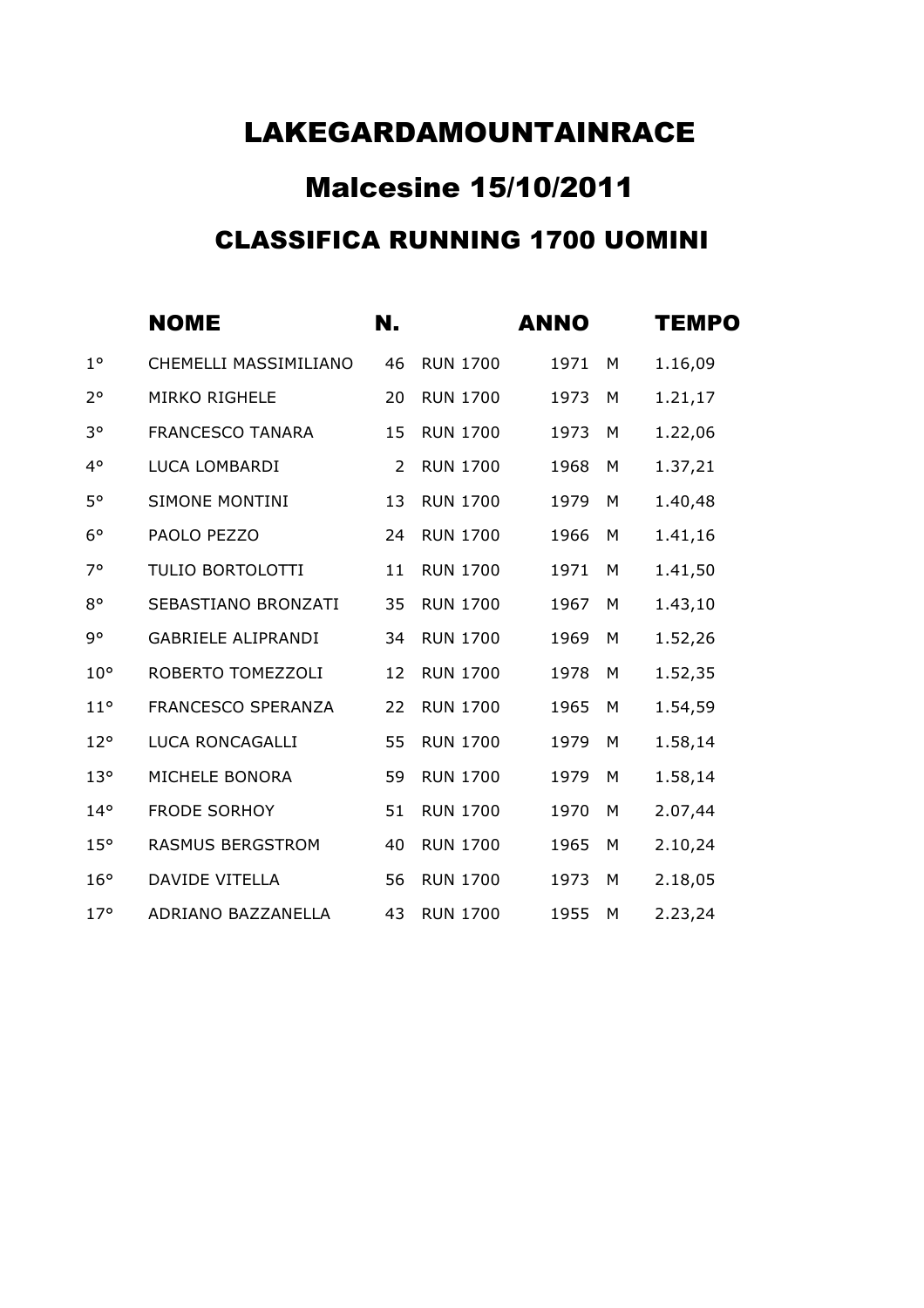# LAKEGARDAMOUNTAINRACE

## Malcesine 15/10/2011

### CLASSIFICA RUNNING 1700 UOMINI

| | NOME | N. | | ANNO | | TEMPO |
|---|---|---|---|---|---|---|
| 1° | CHEMELLI MASSIMILIANO | 46 | RUN 1700 | 1971 | M | 1.16,09 |
| 2° | MIRKO RIGHELE | 20 | RUN 1700 | 1973 | M | 1.21,17 |
| 3° | FRANCESCO TANARA | 15 | RUN 1700 | 1973 | M | 1.22,06 |
| 4° | LUCA LOMBARDI | 2 | RUN 1700 | 1968 | M | 1.37,21 |
| 5° | SIMONE MONTINI | 13 | RUN 1700 | 1979 | M | 1.40,48 |
| 6° | PAOLO PEZZO | 24 | RUN 1700 | 1966 | M | 1.41,16 |
| 7° | TULIO BORTOLOTTI | 11 | RUN 1700 | 1971 | M | 1.41,50 |
| 8° | SEBASTIANO BRONZATI | 35 | RUN 1700 | 1967 | M | 1.43,10 |
| 9° | GABRIELE ALIPRANDI | 34 | RUN 1700 | 1969 | M | 1.52,26 |
| 10° | ROBERTO TOMEZZOLI | 12 | RUN 1700 | 1978 | M | 1.52,35 |
| 11° | FRANCESCO SPERANZA | 22 | RUN 1700 | 1965 | M | 1.54,59 |
| 12° | LUCA RONCAGALLI | 55 | RUN 1700 | 1979 | M | 1.58,14 |
| 13° | MICHELE BONORA | 59 | RUN 1700 | 1979 | M | 1.58,14 |
| 14° | FRODE SORHOY | 51 | RUN 1700 | 1970 | M | 2.07,44 |
| 15° | RASMUS BERGSTROM | 40 | RUN 1700 | 1965 | M | 2.10,24 |
| 16° | DAVIDE VITELLA | 56 | RUN 1700 | 1973 | M | 2.18,05 |
| 17° | ADRIANO BAZZANELLA | 43 | RUN 1700 | 1955 | M | 2.23,24 |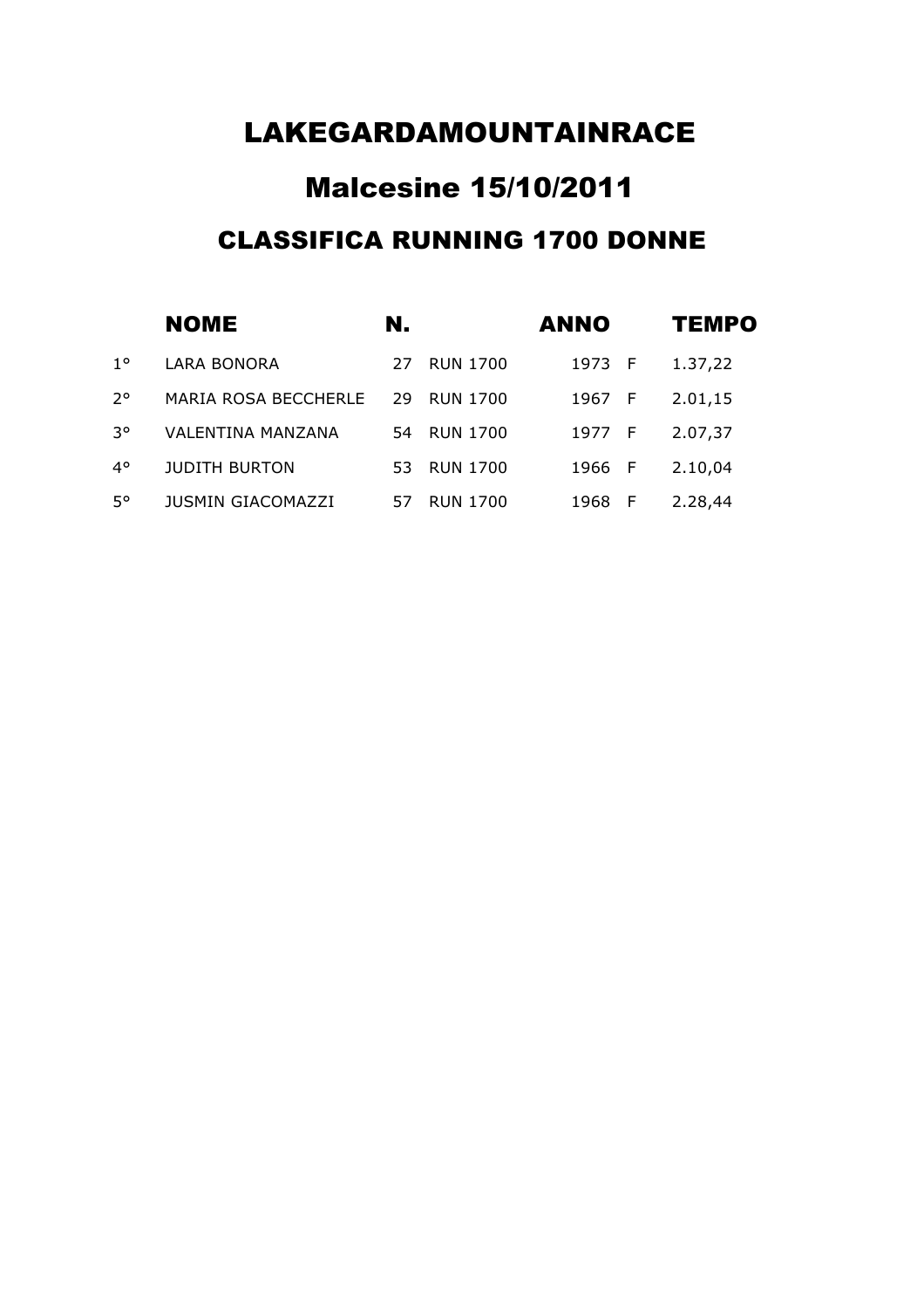# LAKEGARDAMOUNTAINRACE

# Malcesine 15/10/2011

## CLASSIFICA RUNNING 1700 DONNE

| | NOME | N. | | ANNO | | TEMPO |
|---|---|---|---|---|---|---|
| 1° | LARA BONORA | 27 | RUN 1700 | 1973 | F | 1.37,22 |
| 2° | MARIA ROSA BECCHERLE | 29 | RUN 1700 | 1967 | F | 2.01,15 |
| 3° | VALENTINA MANZANA | 54 | RUN 1700 | 1977 | F | 2.07,37 |
| 4° | JUDITH BURTON | 53 | RUN 1700 | 1966 | F | 2.10,04 |
| 5° | JUSMIN GIACOMAZZI | 57 | RUN 1700 | 1968 | F | 2.28,44 |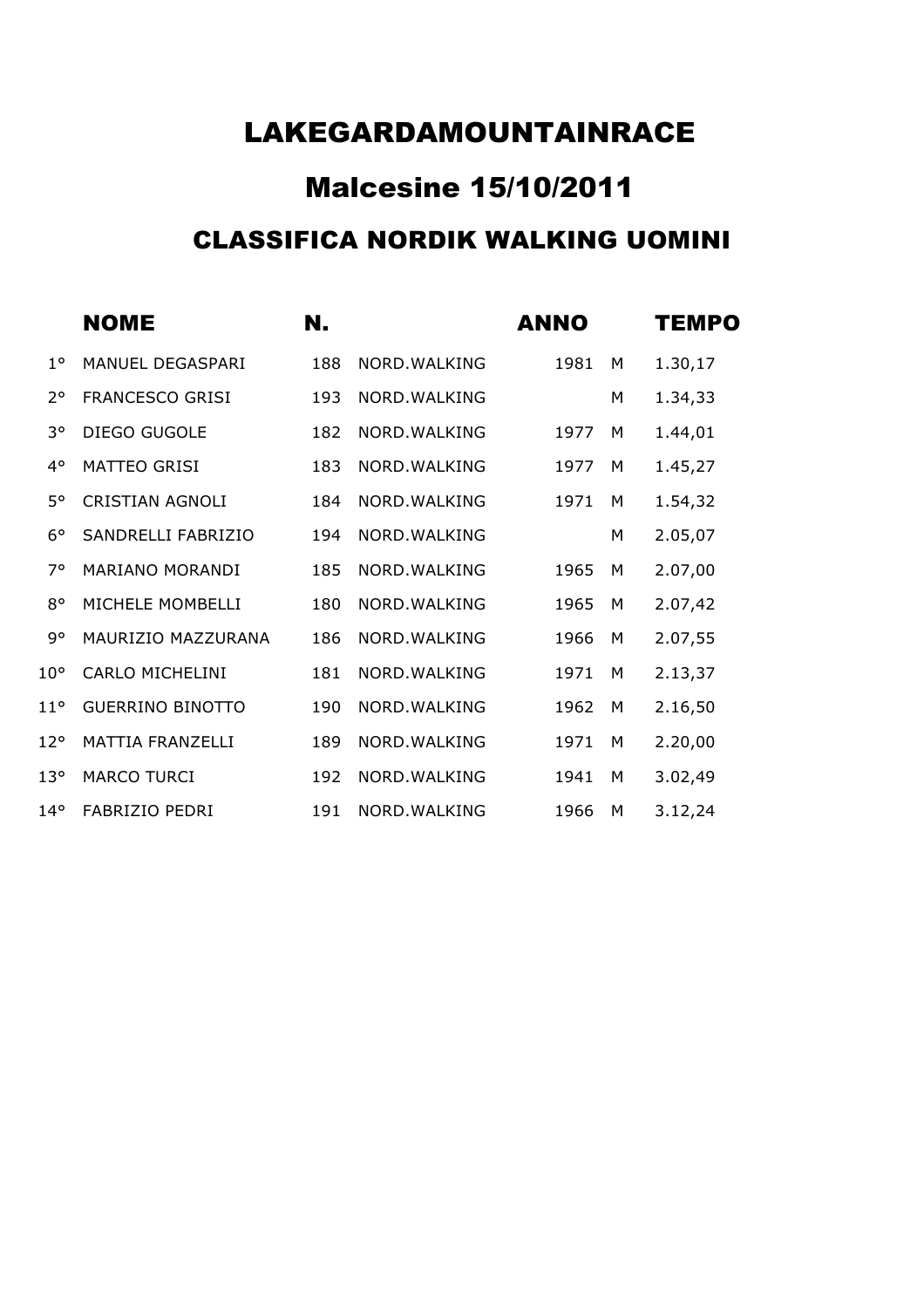# LAKEGARDAMOUNTAINRACE

## Malcesine 15/10/2011

### CLASSIFICA NORDIK WALKING UOMINI

| | NOME | N. | | ANNO | | TEMPO |
|---|---|---|---|---|---|---|
| 1° | MANUEL DEGASPARI | 188 | NORD.WALKING | 1981 | M | 1.30,17 |
| 2° | FRANCESCO GRISI | 193 | NORD.WALKING | | M | 1.34,33 |
| 3° | DIEGO GUGOLE | 182 | NORD.WALKING | 1977 | M | 1.44,01 |
| 4° | MATTEO GRISI | 183 | NORD.WALKING | 1977 | M | 1.45,27 |
| 5° | CRISTIAN AGNOLI | 184 | NORD.WALKING | 1971 | M | 1.54,32 |
| 6° | SANDRELLI FABRIZIO | 194 | NORD.WALKING | | M | 2.05,07 |
| 7° | MARIANO MORANDI | 185 | NORD.WALKING | 1965 | M | 2.07,00 |
| 8° | MICHELE MOMBELLI | 180 | NORD.WALKING | 1965 | M | 2.07,42 |
| 9° | MAURIZIO MAZZURANA | 186 | NORD.WALKING | 1966 | M | 2.07,55 |
| 10° | CARLO MICHELINI | 181 | NORD.WALKING | 1971 | M | 2.13,37 |
| 11° | GUERRINO BINOTTO | 190 | NORD.WALKING | 1962 | M | 2.16,50 |
| 12° | MATTIA FRANZELLI | 189 | NORD.WALKING | 1971 | M | 2.20,00 |
| 13° | MARCO TURCI | 192 | NORD.WALKING | 1941 | M | 3.02,49 |
| 14° | FABRIZIO PEDRI | 191 | NORD.WALKING | 1966 | M | 3.12,24 |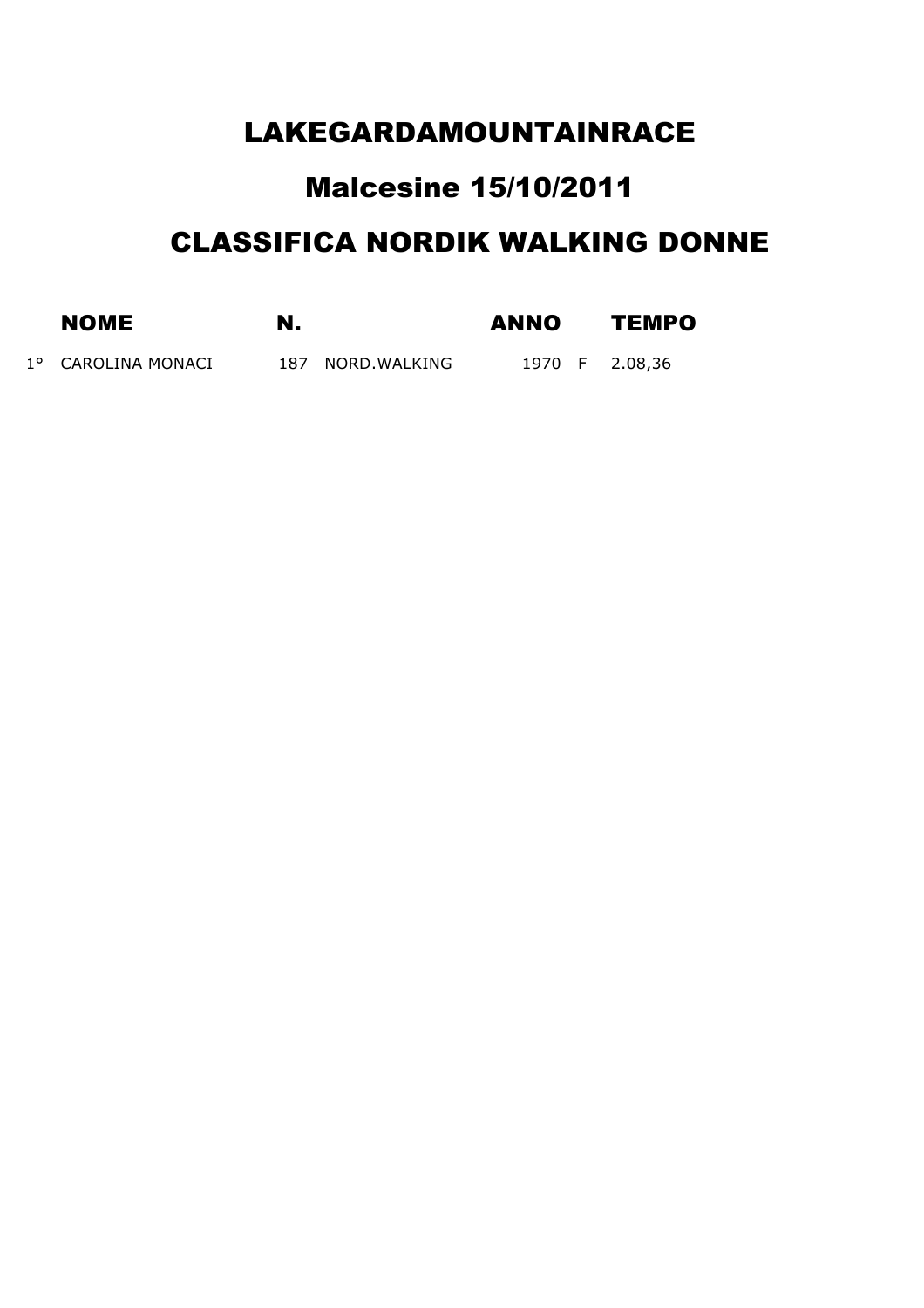# LAKEGARDAMOUNTAINRACE

## Malcesine 15/10/2011

## CLASSIFICA NORDIK WALKING DONNE

| | NOME | N. | | ANNO | | TEMPO |
|---|---|---|---|---|---|---|
| 1° | CAROLINA MONACI | 187 | NORD.WALKING | 1970 | F | 2.08,36 |